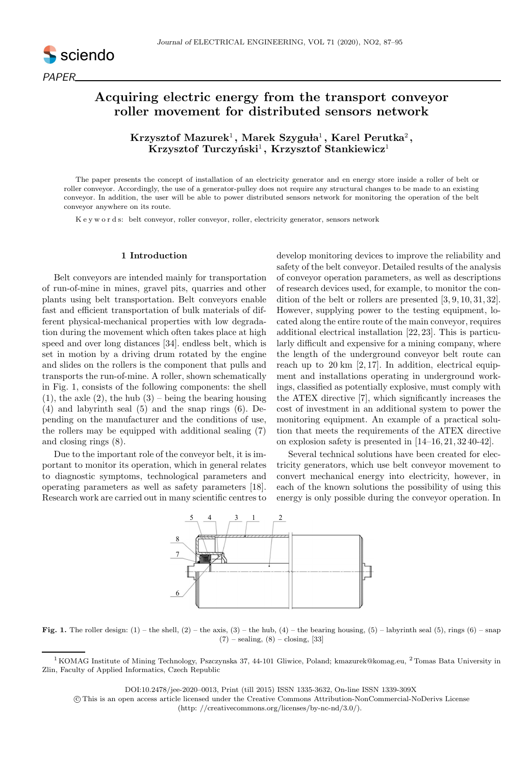PAPER

# Acquiring electric energy from the transport conveyor roller movement for distributed sensors network

**Krzysztof Mazurek**[1]**, Marek Szyguła**[1]**, Karel Perutka**[2]**, Krzysztof Turczyński**[1]**, Krzysztof Stankiewicz**[1]

The paper presents the concept of installation of an electricity generator and en energy store inside a roller of belt or roller conveyor. Accordingly, the use of a generator-pulley does not require any structural changes to be made to an existing conveyor. In addition, the user will be able to power distributed sensors network for monitoring the operation of the belt conveyor anywhere on its route.

K e y w o r d s: belt conveyor, roller conveyor, roller, electricity generator, sensors network

## 1 Introduction

Belt conveyors are intended mainly for transportation of run-of-mine in mines, gravel pits, quarries and other plants using belt transportation. Belt conveyors enable fast and efficient transportation of bulk materials of different physical-mechanical properties with low degradation during the movement which often takes place at high speed and over long distances [34]. endless belt, which is set in motion by a driving drum rotated by the engine and slides on the rollers is the component that pulls and transports the run-of-mine. A roller, shown schematically in Fig. 1, consists of the following components: the shell (1), the axle (2), the hub (3) – being the bearing housing (4) and labyrinth seal (5) and the snap rings (6). Depending on the manufacturer and the conditions of use, the rollers may be equipped with additional sealing (7) and closing rings (8).

Due to the important role of the conveyor belt, it is important to monitor its operation, which in general relates to diagnostic symptoms, technological parameters and operating parameters as well as safety parameters [18]. Research work are carried out in many scientific centres to develop monitoring devices to improve the reliability and safety of the belt conveyor. Detailed results of the analysis of conveyor operation parameters, as well as descriptions of research devices used, for example, to monitor the condition of the belt or rollers are presented [3, 9, 10, 31, 32]. However, supplying power to the testing equipment, located along the entire route of the main conveyor, requires additional electrical installation [22, 23]. This is particularly difficult and expensive for a mining company, where the length of the underground conveyor belt route can reach up to 20 km [2, 17]. In addition, electrical equipment and installations operating in underground workings, classified as potentially explosive, must comply with the ATEX directive [7], which significantly increases the cost of investment in an additional system to power the monitoring equipment. An example of a practical solution that meets the requirements of the ATEX directive on explosion safety is presented in [14–16, 21, 32 40-42].

Several technical solutions have been created for electricity generators, which use belt conveyor movement to convert mechanical energy into electricity, however, in each of the known solutions the possibility of using this energy is only possible during the conveyor operation. In

**Fig. 1.** The roller design: (1) – the shell, (2) – the axis, (3) – the hub, (4) – the bearing housing, (5) – labyrinth seal (5), rings (6) – snap (7) – sealing, (8) – closing, [33]

[1] KOMAG Institute of Mining Technology, Pszczynska 37, 44-101 Gliwice, Poland; kmazurek@komag.eu, [2] Tomas Bata University in Zlin, Faculty of Applied Informatics, Czech Republic

DOI:10.2478/jee-2020–0013, Print (till 2015) ISSN 1335-3632, On-line ISSN 1339-309X

© This is an open access article licensed under the Creative Commons Attribution-NonCommercial-NoDerivs License (http: //creativecommons.org/licenses/by-nc-nd/3.0/).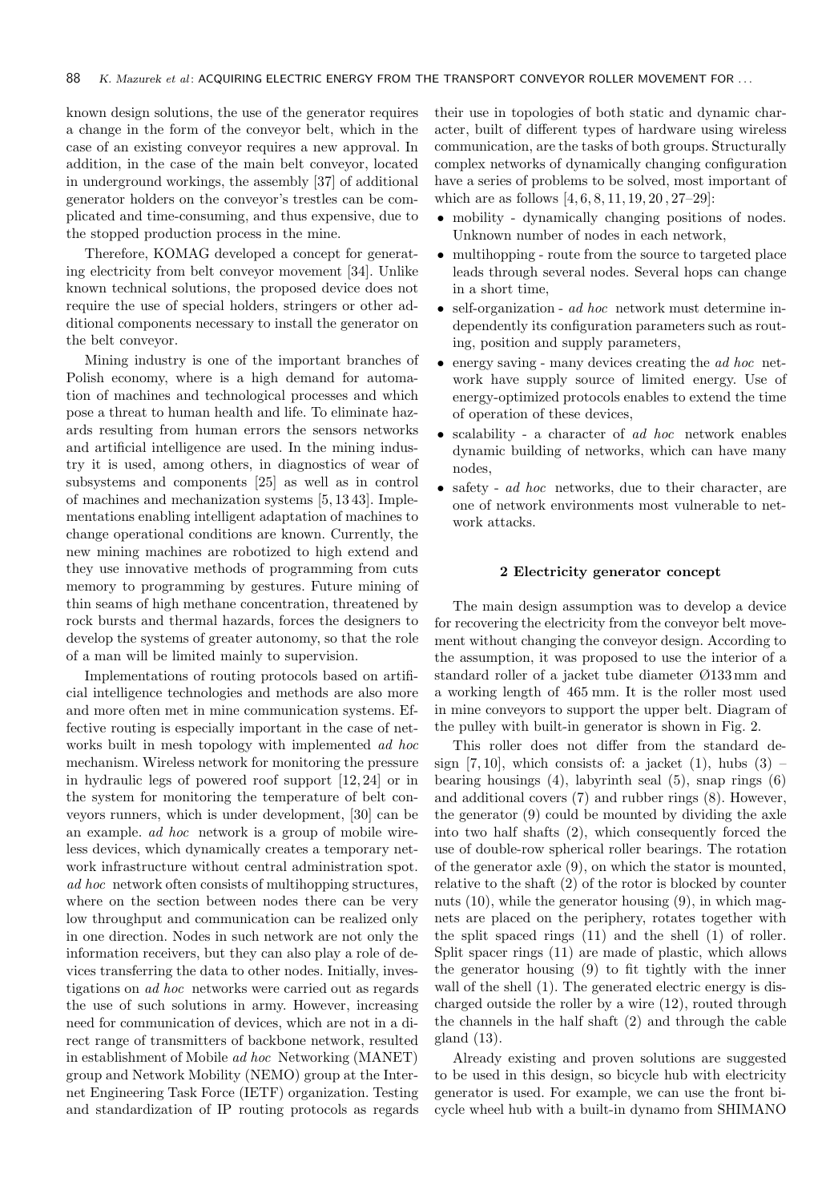known design solutions, the use of the generator requires a change in the form of the conveyor belt, which in the case of an existing conveyor requires a new approval. In addition, in the case of the main belt conveyor, located in underground workings, the assembly [37] of additional generator holders on the conveyor's trestles can be complicated and time-consuming, and thus expensive, due to the stopped production process in the mine.

Therefore, KOMAG developed a concept for generating electricity from belt conveyor movement [34]. Unlike known technical solutions, the proposed device does not require the use of special holders, stringers or other additional components necessary to install the generator on the belt conveyor.

Mining industry is one of the important branches of Polish economy, where is a high demand for automation of machines and technological processes and which pose a threat to human health and life. To eliminate hazards resulting from human errors the sensors networks and artificial intelligence are used. In the mining industry it is used, among others, in diagnostics of wear of subsystems and components [25] as well as in control of machines and mechanization systems [5, 13 43]. Implementations enabling intelligent adaptation of machines to change operational conditions are known. Currently, the new mining machines are robotized to high extend and they use innovative methods of programming from cuts memory to programming by gestures. Future mining of thin seams of high methane concentration, threatened by rock bursts and thermal hazards, forces the designers to develop the systems of greater autonomy, so that the role of a man will be limited mainly to supervision.

Implementations of routing protocols based on artificial intelligence technologies and methods are also more and more often met in mine communication systems. Effective routing is especially important in the case of networks built in mesh topology with implemented *ad hoc* mechanism. Wireless network for monitoring the pressure in hydraulic legs of powered roof support [12, 24] or in the system for monitoring the temperature of belt conveyors runners, which is under development, [30] can be an example. *ad hoc* network is a group of mobile wireless devices, which dynamically creates a temporary network infrastructure without central administration spot. *ad hoc* network often consists of multihopping structures, where on the section between nodes there can be very low throughput and communication can be realized only in one direction. Nodes in such network are not only the information receivers, but they can also play a role of devices transferring the data to other nodes. Initially, investigations on *ad hoc* networks were carried out as regards the use of such solutions in army. However, increasing need for communication of devices, which are not in a direct range of transmitters of backbone network, resulted in establishment of Mobile *ad hoc* Networking (MANET) group and Network Mobility (NEMO) group at the Internet Engineering Task Force (IETF) organization. Testing and standardization of IP routing protocols as regards their use in topologies of both static and dynamic character, built of different types of hardware using wireless communication, are the tasks of both groups. Structurally complex networks of dynamically changing configuration have a series of problems to be solved, most important of which are as follows [4, 6, 8, 11, 19, 20 , 27–29]:

- mobility - dynamically changing positions of nodes. Unknown number of nodes in each network,
- multihopping - route from the source to targeted place leads through several nodes. Several hops can change in a short time,
- self-organization - *ad hoc* network must determine independently its configuration parameters such as routing, position and supply parameters,
- energy saving - many devices creating the *ad hoc* network have supply source of limited energy. Use of energy-optimized protocols enables to extend the time of operation of these devices,
- scalability - a character of *ad hoc* network enables dynamic building of networks, which can have many nodes,
- safety - *ad hoc* networks, due to their character, are one of network environments most vulnerable to network attacks.

## 2 Electricity generator concept

The main design assumption was to develop a device for recovering the electricity from the conveyor belt movement without changing the conveyor design. According to the assumption, it was proposed to use the interior of a standard roller of a jacket tube diameter Ø133 mm and a working length of 465 mm. It is the roller most used in mine conveyors to support the upper belt. Diagram of the pulley with built-in generator is shown in Fig. 2.

This roller does not differ from the standard design [7, 10], which consists of: a jacket (1), hubs (3) – bearing housings (4), labyrinth seal (5), snap rings (6) and additional covers (7) and rubber rings (8). However, the generator (9) could be mounted by dividing the axle into two half shafts (2), which consequently forced the use of double-row spherical roller bearings. The rotation of the generator axle (9), on which the stator is mounted, relative to the shaft (2) of the rotor is blocked by counter nuts (10), while the generator housing (9), in which magnets are placed on the periphery, rotates together with the split spaced rings (11) and the shell (1) of roller. Split spacer rings (11) are made of plastic, which allows the generator housing (9) to fit tightly with the inner wall of the shell (1). The generated electric energy is discharged outside the roller by a wire (12), routed through the channels in the half shaft (2) and through the cable gland (13).

Already existing and proven solutions are suggested to be used in this design, so bicycle hub with electricity generator is used. For example, we can use the front bicycle wheel hub with a built-in dynamo from SHIMANO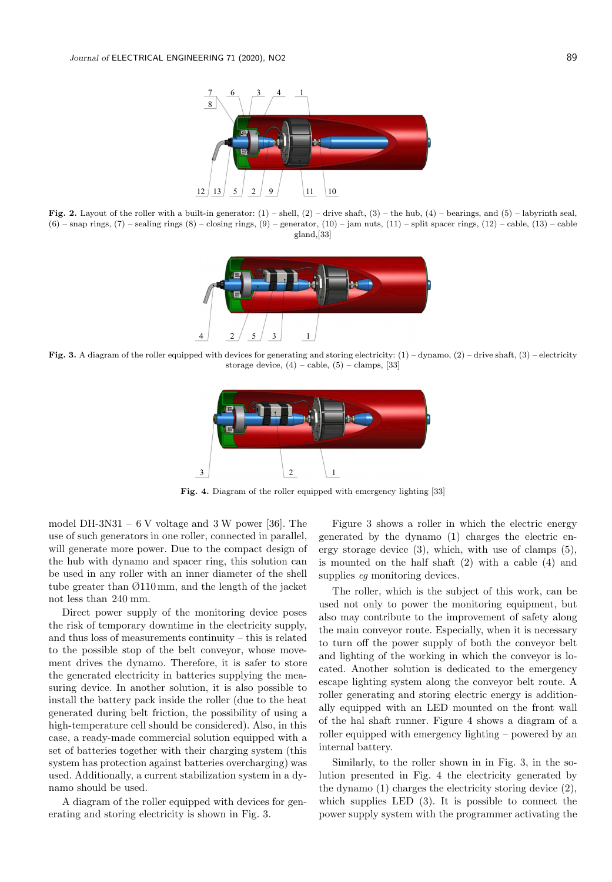**Fig. 2.** Layout of the roller with a built-in generator: (1) – shell, (2) – drive shaft, (3) – the hub, (4) – bearings, and (5) – labyrinth seal, (6) – snap rings, (7) – sealing rings (8) – closing rings, (9) – generator, (10) – jam nuts, (11) – split spacer rings, (12) – cable, (13) – cable gland,[33]

**Fig. 3.** A diagram of the roller equipped with devices for generating and storing electricity: (1) – dynamo, (2) – drive shaft, (3) – electricity storage device, (4) – cable, (5) – clamps, [33]

**Fig. 4.** Diagram of the roller equipped with emergency lighting [33]

model DH-3N31 – 6 V voltage and 3 W power [36]. The use of such generators in one roller, connected in parallel, will generate more power. Due to the compact design of the hub with dynamo and spacer ring, this solution can be used in any roller with an inner diameter of the shell tube greater than Ø110 mm, and the length of the jacket not less than 240 mm.

Direct power supply of the monitoring device poses the risk of temporary downtime in the electricity supply, and thus loss of measurements continuity – this is related to the possible stop of the belt conveyor, whose movement drives the dynamo. Therefore, it is safer to store the generated electricity in batteries supplying the measuring device. In another solution, it is also possible to install the battery pack inside the roller (due to the heat generated during belt friction, the possibility of using a high-temperature cell should be considered). Also, in this case, a ready-made commercial solution equipped with a set of batteries together with their charging system (this system has protection against batteries overcharging) was used. Additionally, a current stabilization system in a dynamo should be used.

A diagram of the roller equipped with devices for generating and storing electricity is shown in Fig. 3.

Figure 3 shows a roller in which the electric energy generated by the dynamo (1) charges the electric energy storage device (3), which, with use of clamps (5), is mounted on the half shaft (2) with a cable (4) and supplies *eg* monitoring devices.

The roller, which is the subject of this work, can be used not only to power the monitoring equipment, but also may contribute to the improvement of safety along the main conveyor route. Especially, when it is necessary to turn off the power supply of both the conveyor belt and lighting of the working in which the conveyor is located. Another solution is dedicated to the emergency escape lighting system along the conveyor belt route. A roller generating and storing electric energy is additionally equipped with an LED mounted on the front wall of the hal shaft runner. Figure 4 shows a diagram of a roller equipped with emergency lighting – powered by an internal battery.

Similarly, to the roller shown in in Fig. 3, in the solution presented in Fig. 4 the electricity generated by the dynamo (1) charges the electricity storing device (2), which supplies LED (3). It is possible to connect the power supply system with the programmer activating the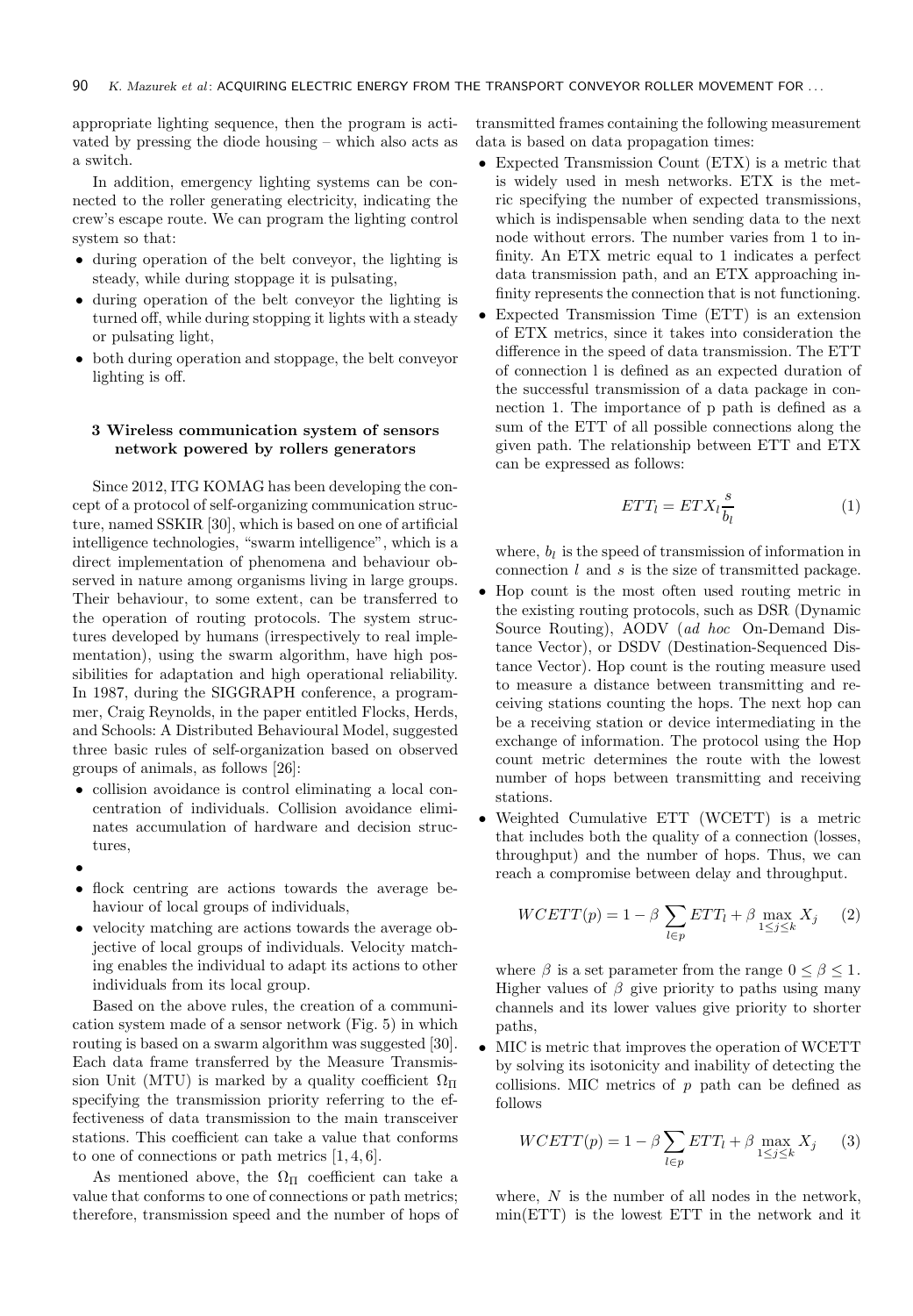appropriate lighting sequence, then the program is activated by pressing the diode housing – which also acts as a switch.

In addition, emergency lighting systems can be connected to the roller generating electricity, indicating the crew's escape route. We can program the lighting control system so that:

- during operation of the belt conveyor, the lighting is steady, while during stoppage it is pulsating,
- during operation of the belt conveyor the lighting is turned off, while during stopping it lights with a steady or pulsating light,
- both during operation and stoppage, the belt conveyor lighting is off.

## 3 Wireless communication system of sensors network powered by rollers generators

Since 2012, ITG KOMAG has been developing the concept of a protocol of self-organizing communication structure, named SSKIR [30], which is based on one of artificial intelligence technologies, "swarm intelligence", which is a direct implementation of phenomena and behaviour observed in nature among organisms living in large groups. Their behaviour, to some extent, can be transferred to the operation of routing protocols. The system structures developed by humans (irrespectively to real implementation), using the swarm algorithm, have high possibilities for adaptation and high operational reliability. In 1987, during the SIGGRAPH conference, a programmer, Craig Reynolds, in the paper entitled Flocks, Herds, and Schools: A Distributed Behavioural Model, suggested three basic rules of self-organization based on observed groups of animals, as follows [26]:

- collision avoidance is control eliminating a local concentration of individuals. Collision avoidance eliminates accumulation of hardware and decision structures,
- 
- flock centring are actions towards the average behaviour of local groups of individuals,
- velocity matching are actions towards the average objective of local groups of individuals. Velocity matching enables the individual to adapt its actions to other individuals from its local group.

Based on the above rules, the creation of a communication system made of a sensor network (Fig. 5) in which routing is based on a swarm algorithm was suggested [30]. Each data frame transferred by the Measure Transmission Unit (MTU) is marked by a quality coefficient $\Omega_{\Pi}$ specifying the transmission priority referring to the effectiveness of data transmission to the main transceiver stations. This coefficient can take a value that conforms to one of connections or path metrics [1, 4, 6].

As mentioned above, the $\Omega_{\Pi}$ coefficient can take a value that conforms to one of connections or path metrics; therefore, transmission speed and the number of hops of transmitted frames containing the following measurement data is based on data propagation times:

- Expected Transmission Count (ETX) is a metric that is widely used in mesh networks. ETX is the metric specifying the number of expected transmissions, which is indispensable when sending data to the next node without errors. The number varies from 1 to infinity. An ETX metric equal to 1 indicates a perfect data transmission path, and an ETX approaching infinity represents the connection that is not functioning.
- Expected Transmission Time (ETT) is an extension of ETX metrics, since it takes into consideration the difference in the speed of data transmission. The ETT of connection l is defined as an expected duration of the successful transmission of a data package in connection 1. The importance of p path is defined as a sum of the ETT of all possible connections along the given path. The relationship between ETT and ETX can be expressed as follows:

$$ETT_l = ETX_l \frac{s}{b_l} \tag{1}$$

where, $b_l$ is the speed of transmission of information in connection $l$ and $s$ is the size of transmitted package.

- Hop count is the most often used routing metric in the existing routing protocols, such as DSR (Dynamic Source Routing), AODV (*ad hoc* On-Demand Distance Vector), or DSDV (Destination-Sequenced Distance Vector). Hop count is the routing measure used to measure a distance between transmitting and receiving stations counting the hops. The next hop can be a receiving station or device intermediating in the exchange of information. The protocol using the Hop count metric determines the route with the lowest number of hops between transmitting and receiving stations.
- Weighted Cumulative ETT (WCETT) is a metric that includes both the quality of a connection (losses, throughput) and the number of hops. Thus, we can reach a compromise between delay and throughput.

$$WCETT(p) = 1 - \beta \sum_{l \in p} ETT_l + \beta \max_{1 \le j \le k} X_j \tag{2}$$

where $\beta$ is a set parameter from the range $0 \le \beta \le 1$. Higher values of $\beta$ give priority to paths using many channels and its lower values give priority to shorter paths,

- MIC is metric that improves the operation of WCETT by solving its isotonicity and inability of detecting the collisions. MIC metrics of $p$ path can be defined as follows

$$WCETT(p) = 1 - \beta \sum_{l \in p} ETT_l + \beta \max_{1 \le j \le k} X_j \tag{3}$$

where, $N$ is the number of all nodes in the network, min(ETT) is the lowest ETT in the network and it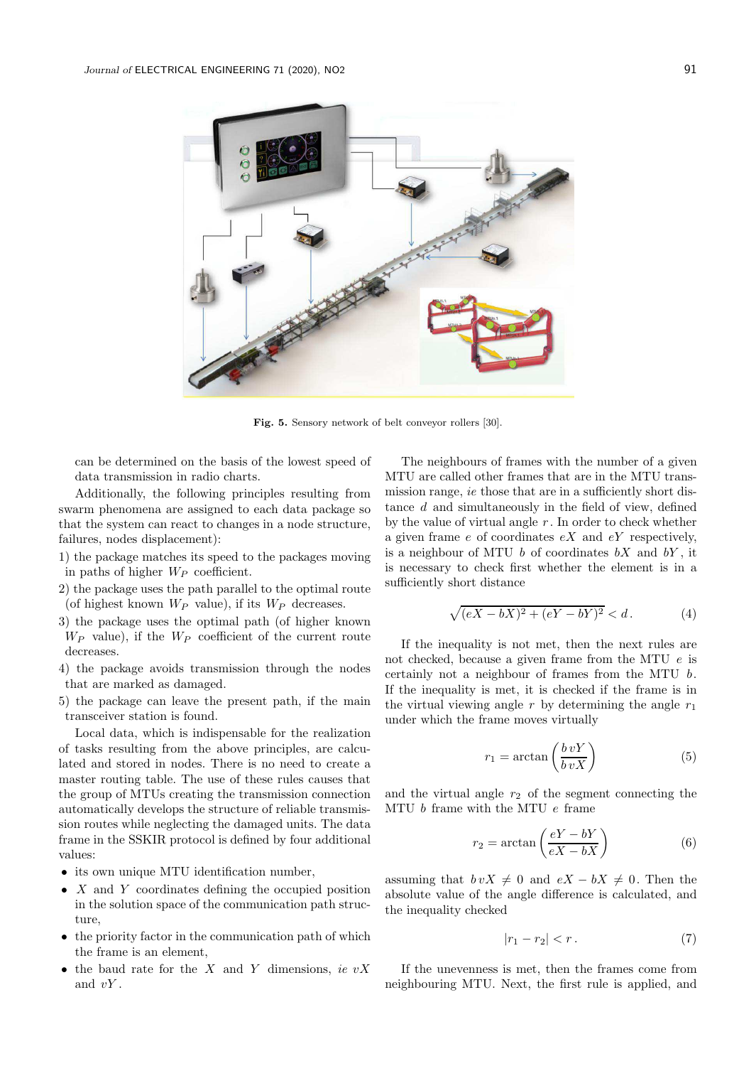Fig. 5. Sensory network of belt conveyor rollers [30].

can be determined on the basis of the lowest speed of data transmission in radio charts.

Additionally, the following principles resulting from swarm phenomena are assigned to each data package so that the system can react to changes in a node structure, failures, nodes displacement):

1) the package matches its speed to the packages moving in paths of higher $W_P$ coefficient.
2) the package uses the path parallel to the optimal route (of highest known $W_P$ value), if its $W_P$ decreases.
3) the package uses the optimal path (of higher known $W_P$ value), if the $W_P$ coefficient of the current route decreases.
4) the package avoids transmission through the nodes that are marked as damaged.
5) the package can leave the present path, if the main transceiver station is found.

Local data, which is indispensable for the realization of tasks resulting from the above principles, are calculated and stored in nodes. There is no need to create a master routing table. The use of these rules causes that the group of MTUs creating the transmission connection automatically develops the structure of reliable transmission routes while neglecting the damaged units. The data frame in the SSKIR protocol is defined by four additional values:

- its own unique MTU identification number,
- $X$ and $Y$ coordinates defining the occupied position in the solution space of the communication path structure,
- the priority factor in the communication path of which the frame is an element,
- the baud rate for the $X$ and $Y$ dimensions, *ie* $vX$ and $vY$.

The neighbours of frames with the number of a given MTU are called other frames that are in the MTU transmission range, *ie* those that are in a sufficiently short distance $d$ and simultaneously in the field of view, defined by the value of virtual angle $r$. In order to check whether a given frame $e$ of coordinates $eX$ and $eY$ respectively, is a neighbour of MTU $b$ of coordinates $bX$ and $bY$, it is necessary to check first whether the element is in a sufficiently short distance

$$\sqrt{(eX-bX)^2+(eY-bY)^2}<d\,. \tag{4}$$

If the inequality is not met, then the next rules are not checked, because a given frame from the MTU $e$ is certainly not a neighbour of frames from the MTU $b$. If the inequality is met, it is checked if the frame is in the virtual viewing angle $r$ by determining the angle $r_1$ under which the frame moves virtually

$$r_1=\arctan\left(\frac{b\,vY}{b\,vX}\right) \tag{5}$$

and the virtual angle $r_2$ of the segment connecting the MTU $b$ frame with the MTU $e$ frame

$$r_2=\arctan\left(\frac{eY-bY}{eX-bX}\right) \tag{6}$$

assuming that $b\,vX\neq 0$ and $eX-bX\neq 0$. Then the absolute value of the angle difference is calculated, and the inequality checked

$$|r_1-r_2|<r\,. \tag{7}$$

If the unevenness is met, then the frames come from neighbouring MTU. Next, the first rule is applied, and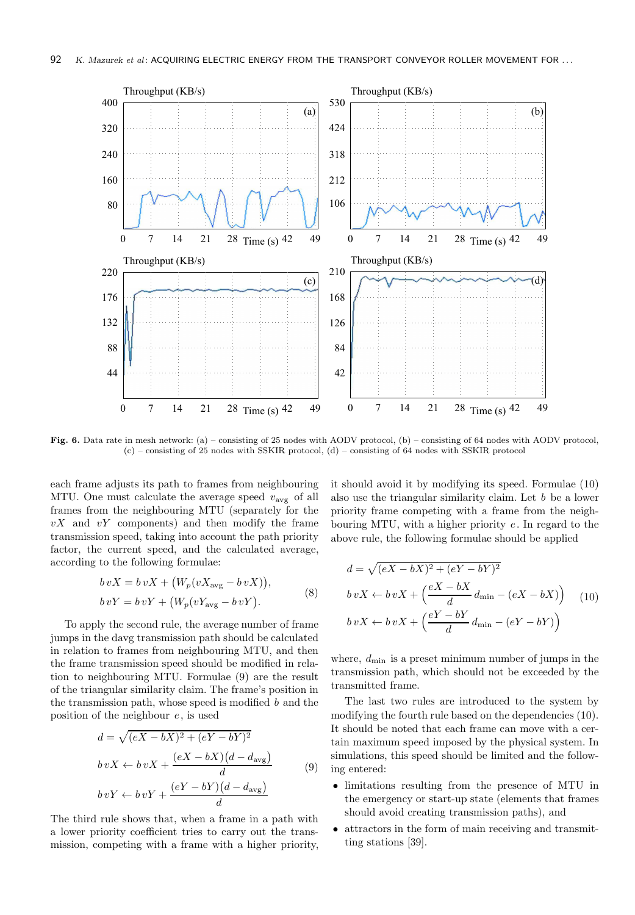Fig. 6. Data rate in mesh network: (a) – consisting of 25 nodes with AODV protocol, (b) – consisting of 64 nodes with AODV protocol, (c) – consisting of 25 nodes with SSKIR protocol, (d) – consisting of 64 nodes with SSKIR protocol

each frame adjusts its path to frames from neighbouring MTU. One must calculate the average speed $v_{\mathrm{avg}}$ of all frames from the neighbouring MTU (separately for the $vX$ and $vY$ components) and then modify the frame transmission speed, taking into account the path priority factor, the current speed, and the calculated average, according to the following formulae:

$$
\begin{aligned}
b\,vX &= b\,vX + \big(W_p(vX_{\mathrm{avg}} - b\,vX)\big),\\
b\,vY &= b\,vY + \big(W_p(vY_{\mathrm{avg}} - b\,vY\big).
\end{aligned}
\tag{8}
$$

To apply the second rule, the average number of frame jumps in the davg transmission path should be calculated in relation to frames from neighbouring MTU, and then the frame transmission speed should be modified in relation to neighbouring MTU. Formulae (9) are the result of the triangular similarity claim. The frame's position in the transmission path, whose speed is modified $b$ and the position of the neighbour $e$, is used

$$
\begin{aligned}
d &= \sqrt{(eX - bX)^2 + (eY - bY)^2}\\
b\,vX &\leftarrow b\,vX + \frac{(eX - bX)\big(d - d_{\mathrm{avg}}\big)}{d}\\
b\,vY &\leftarrow b\,vY + \frac{(eY - bY)\big(d - d_{\mathrm{avg}}\big)}{d}
\end{aligned}
\tag{9}
$$

The third rule shows that, when a frame in a path with a lower priority coefficient tries to carry out the transmission, competing with a frame with a higher priority, it should avoid it by modifying its speed. Formulae (10) also use the triangular similarity claim. Let $b$ be a lower priority frame competing with a frame from the neighbouring MTU, with a higher priority $e$. In regard to the above rule, the following formulae should be applied

$$
\begin{aligned}
d &= \sqrt{(eX - bX)^2 + (eY - bY)^2}\\
b\,vX &\leftarrow b\,vX + \left(\frac{eX - bX}{d}\,d_{\min} - (eX - bX)\right)\\
b\,vX &\leftarrow b\,vX + \left(\frac{eY - bY}{d}\,d_{\min} - (eY - bY)\right)
\end{aligned}
\tag{10}
$$

where, $d_{\min}$ is a preset minimum number of jumps in the transmission path, which should not be exceeded by the transmitted frame.

The last two rules are introduced to the system by modifying the fourth rule based on the dependencies (10). It should be noted that each frame can move with a certain maximum speed imposed by the physical system. In simulations, this speed should be limited and the following entered:

- limitations resulting from the presence of MTU in the emergency or start-up state (elements that frames should avoid creating transmission paths), and
- attractors in the form of main receiving and transmitting stations [39].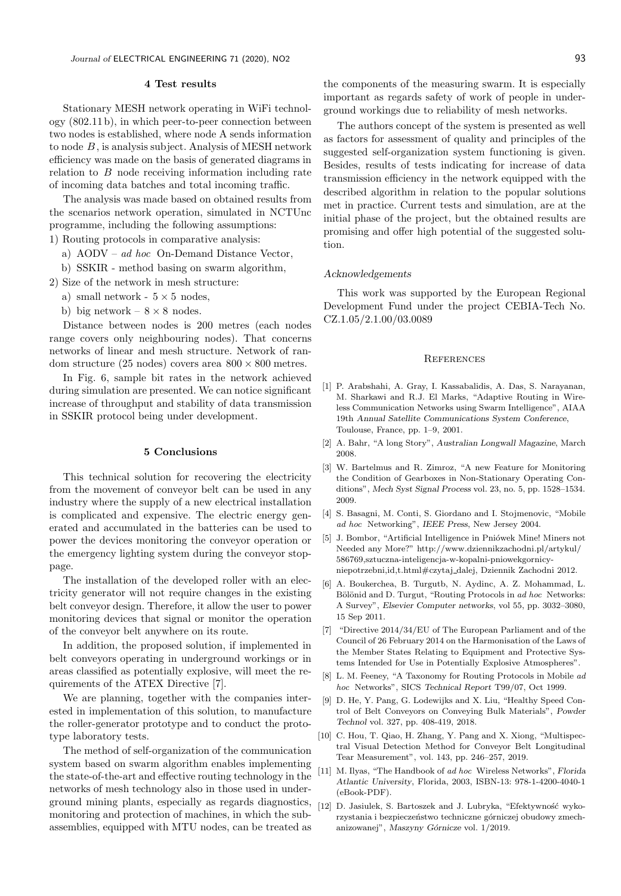## 4 Test results

Stationary MESH network operating in WiFi technology (802.11 b), in which peer-to-peer connection between two nodes is established, where node A sends information to node $B$, is analysis subject. Analysis of MESH network efficiency was made on the basis of generated diagrams in relation to $B$ node receiving information including rate of incoming data batches and total incoming traffic.

The analysis was made based on obtained results from the scenarios network operation, simulated in NCTUnc programme, including the following assumptions:

1) Routing protocols in comparative analysis:
   a) AODV – *ad hoc* On-Demand Distance Vector,
   b) SSKIR - method basing on swarm algorithm,
2) Size of the network in mesh structure:
   a) small network - $5 \times 5$ nodes,
   b) big network – $8 \times 8$ nodes.

Distance between nodes is 200 metres (each nodes range covers only neighbouring nodes). That concerns networks of linear and mesh structure. Network of random structure (25 nodes) covers area $800 \times 800$ metres.

In Fig. 6, sample bit rates in the network achieved during simulation are presented. We can notice significant increase of throughput and stability of data transmission in SSKIR protocol being under development.

## 5 Conclusions

This technical solution for recovering the electricity from the movement of conveyor belt can be used in any industry where the supply of a new electrical installation is complicated and expensive. The electric energy generated and accumulated in the batteries can be used to power the devices monitoring the conveyor operation or the emergency lighting system during the conveyor stoppage.

The installation of the developed roller with an electricity generator will not require changes in the existing belt conveyor design. Therefore, it allow the user to power monitoring devices that signal or monitor the operation of the conveyor belt anywhere on its route.

In addition, the proposed solution, if implemented in belt conveyors operating in underground workings or in areas classified as potentially explosive, will meet the requirements of the ATEX Directive [7].

We are planning, together with the companies interested in implementation of this solution, to manufacture the roller-generator prototype and to conduct the prototype laboratory tests.

The method of self-organization of the communication system based on swarm algorithm enables implementing the state-of-the-art and effective routing technology in the networks of mesh technology also in those used in underground mining plants, especially as regards diagnostics, monitoring and protection of machines, in which the subassemblies, equipped with MTU nodes, can be treated as the components of the measuring swarm. It is especially important as regards safety of work of people in underground workings due to reliability of mesh networks.

The authors concept of the system is presented as well as factors for assessment of quality and principles of the suggested self-organization system functioning is given. Besides, results of tests indicating for increase of data transmission efficiency in the network equipped with the described algorithm in relation to the popular solutions met in practice. Current tests and simulation, are at the initial phase of the project, but the obtained results are promising and offer high potential of the suggested solution.

### Acknowledgements

This work was supported by the European Regional Development Fund under the project CEBIA-Tech No. CZ.1.05/2.1.00/03.0089

## References

[1] P. Arabshahi, A. Gray, I. Kassabalidis, A. Das, S. Narayanan, M. Sharkawi and R.J. El Marks, "Adaptive Routing in Wireless Communication Networks using Swarm Intelligence", AIAA 19th *Annual Satellite Communications System Conference*, Toulouse, France, pp. 1–9, 2001.

[2] A. Bahr, "A long Story", *Australian Longwall Magazine*, March 2008.

[3] W. Bartelmus and R. Zimroz, "A new Feature for Monitoring the Condition of Gearboxes in Non-Stationary Operating Conditions", *Mech Syst Signal Process* vol. 23, no. 5, pp. 1528–1534. 2009.

[4] S. Basagni, M. Conti, S. Giordano and I. Stojmenovic, "Mobile *ad hoc* Networking", *IEEE Press*, New Jersey 2004.

[5] J. Bombor, "Artificial Intelligence in Pniówek Mine! Miners not Needed any More?" http://www.dziennikzachodni.pl/artykul/586769,sztuczna-inteligencja-w-kopalni-pniowekgornicy-niepotrzebni,id,t.html#czytaj_dalej, Dziennik Zachodni 2012.

[6] A. Boukerchea, B. Turgutb, N. Aydinc, A. Z. Mohammad, L. Bölönid and D. Turgut, "Routing Protocols in *ad hoc* Networks: A Survey", *Elsevier Computer networks*, vol 55, pp. 3032–3080, 15 Sep 2011.

[7] "Directive 2014/34/EU of The European Parliament and of the Council of 26 February 2014 on the Harmonisation of the Laws of the Member States Relating to Equipment and Protective Systems Intended for Use in Potentially Explosive Atmospheres".

[8] L. M. Feeney, "A Taxonomy for Routing Protocols in Mobile *ad hoc* Networks", SICS *Technical Report* T99/07, Oct 1999.

[9] D. He, Y. Pang, G. Lodewijks and X. Liu, "Healthy Speed Control of Belt Conveyors on Conveying Bulk Materials", *Powder Technol* vol. 327, pp. 408-419, 2018.

[10] C. Hou, T. Qiao, H. Zhang, Y. Pang and X. Xiong, "Multispectral Visual Detection Method for Conveyor Belt Longitudinal Tear Measurement", vol. 143, pp. 246–257, 2019.

[11] M. Ilyas, "The Handbook of *ad hoc* Wireless Networks", *Florida Atlantic University*, Florida, 2003, ISBN-13: 978-1-4200-4040-1 (eBook-PDF).

[12] D. Jasiulek, S. Bartoszek and J. Lubryka, "Efektywność wykorzystania i bezpieczeństwo techniczne górniczej obudowy zmechanizowanej", *Maszyny Górnicze* vol. 1/2019.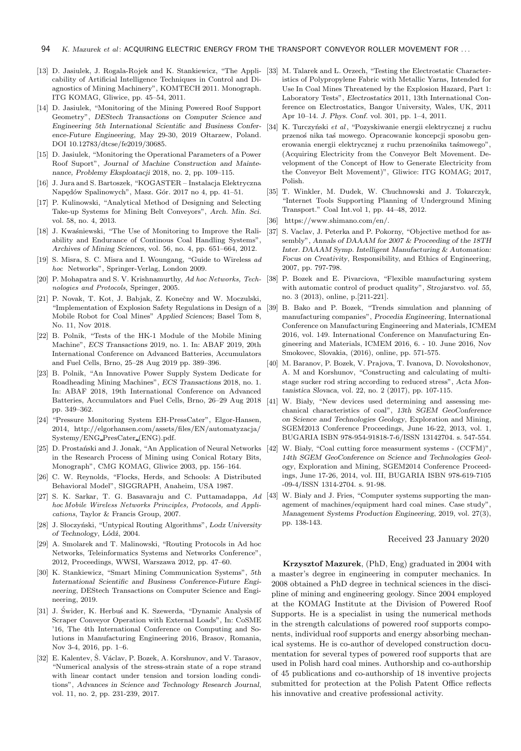[13] D. Jasiulek, J. Rogala-Rojek and K. Stankiewicz, "The Applicability of Artificial Intelligence Techniques in Control and Diagnostics of Mining Machinery", KOMTECH 2011. Monograph. ITG KOMAG, Gliwice, pp. 45–54, 2011.

[14] D. Jasiulek, "Monitoring of the Mining Powered Roof Support Geometry", *DEStech Transactions on Computer Science and Engineering 5th International Scientific and Business Conference-Future Engineering*, May 29-30, 2019 Ołtarzew, Poland. DOI 10.12783/dtcse/fe2019/30685.

[15] D. Jasiulek, "Monitoring the Operational Parameters of a Power Roof Suport", *Journal of Machine Construction and Maintenance, Problemy Eksploatacji* 2018, no. 2, pp. 109–115.

[16] J. Jura and S. Bartoszek, "KOGASTER – Instalacja Elektryczna Napędów Spalinowych", Masz. Gór. 2017 no 4, pp. 41–51.

[17] P. Kulinowski, "Analytical Method of Designing and Selecting Take-up Systems for Mining Belt Conveyors", *Arch. Min. Sci.* vol. 58, no. 4, 2013.

[18] J. Kwaśniewski, "The Use of Monitoring to Improve the Raliability and Endurance of Continous Coal Handling Systems", *Archives of Mining Sciences*, vol. 56, no. 4, pp. 651–664, 2012.

[19] S. Misra, S. C. Misra and I. Woungang, "Guide to Wireless *ad hoc* Networks", Springer-Verlag, London 2009.

[20] P. Mohapatra and S. V. Krishnamurthy, *Ad hoc Networks, Technologies and Protocols*, Springer, 2005.

[21] P. Novak, T. Kot, J. Babjak, Z. Konečny and W. Moczulski, "Implementation of Explosion Safety Regulations in Design of a Mobile Robot for Coal Mines" *Applied Sciences;* Basel Tom 8, No. 11, Nov 2018.

[22] B. Polnik, "Tests of the HK-1 Module of the Mobile Mining Machine", *ECS Transactions* 2019, no. 1. In: ABAF 2019, 20th International Conference on Advanced Batteries, Accumulators and Fuel Cells, Brno, 25–28 Aug 2019 pp. 389–396.

[23] B. Polnik, "An Innovative Power Supply System Dedicate for Roadheading Mining Machines", *ECS Transactions* 2018, no. 1. In: ABAF 2018, 19th International Conference on Advanced Batteries, Accumulators and Fuel Cells, Brno, 26–29 Aug 2018 pp. 349–362.

[24] "Pressure Monitoring System EH-PressCater", Elgor-Hansen, 2014, http://elgorhansen.com/assets/files/EN/automatyzacja/Systemy/ENG_PresCater_(ENG).pdf.

[25] D. Prostański and J. Jonak, "An Application of Neural Networks in the Research Process of Mining using Conical Rotary Bits, Monograph", CMG KOMAG, Gliwice 2003, pp. 156–164.

[26] C. W. Reynolds, "Flocks, Herds, and Schools: A Distributed Behavioral Model", SIGGRAPH, Anaheim, USA 1987.

[27] S. K. Sarkar, T. G. Basavaraju and C. Puttamadappa, *Ad hoc Mobile Wireless Networks Principles, Protocols, and Applications*, Taylor & Francis Group, 2007.

[28] J. Słoczyński, "Untypical Routing Algorithms", *Lodz University of Technology*, Łódź, 2004.

[29] A. Smolarek and T. Malinowski, "Routing Protocols in Ad hoc Networks, Teleinformatics Systems and Networks Conference", 2012, Proceedings, WWSI, Warszawa 2012, pp. 47–60.

[30] K. Stankiewicz, "Smart Mining Communication Systems", *5th International Scientific and Business Conference-Future Engineering*, DEStech Transactions on Computer Science and Engineering, 2019.

[31] J. Świder, K. Herbuś and K. Szewerda, "Dynamic Analysis of Scraper Conveyor Operation with External Loads", In: CoSME '16, The 4th International Conference on Computing and Solutions in Manufacturing Engineering 2016, Brasov, Romania, Nov 3-4, 2016, pp. 1–6.

[32] E. Kalentev, Š. Václav, P. Bozek, A. Korshunov, and V. Tarasov, "Numerical analysis of the stress-strain state of a rope strand with linear contact under tension and torsion loading conditions", *Advances in Science and Technology Research Journal*, vol. 11, no. 2, pp. 231-239, 2017.

[33] M. Talarek and Ł. Orzech, "Testing the Electrostatic Characteristics of Polypropylene Fabric with Metallic Yarns, Intended for Use In Coal Mines Threatened by the Explosion Hazard, Part 1: Laboratory Tests", *Electrostatics* 2011, 13th International Conference on Electrostatics, Bangor University, Wales, UK, 2011 Apr 10–14. *J. Phys. Conf.* vol. 301, pp. 1–4, 2011.

[34] K. Turczyński *et al*, "Pozyskiwanie energii elektrycznej z ruchu przenoś nika taś mowego. Opracowanie koncepcji sposobu generowania energii elektrycznej z ruchu przenośnika taśmowego", (Acquiring Electricity from the Conveyor Belt Movement. Development of the Concept of How to Generate Electricity from the Conveyor Belt Movement)", Gliwice: ITG KOMAG; 2017, Polish.

[35] T. Winkler, M. Dudek, W. Chuchnowski and J. Tokarczyk, "Internet Tools Supporting Planning of Underground Mining Transport." Coal Int.vol 1, pp. 44–48, 2012.

[36] https://www.shimano.com/en/.

[37] S. Vaclav, J. Peterka and P. Pokorny, "Objective method for assembly", *Annals of DAAAM for 2007 & Proceeding of the 18TH Inter. DAAAM Symp. Intelligent Manufacturing & Automation: Focus on Creativity*, Responsibility, and Ethics of Engineering, 2007, pp. 797-798.

[38] P. Bozek and E. Pivarciova, "Flexible manufacturing system with automatic control of product quality", *Strojarstvo. vol. 55*, no. 3 (2013), online, p.[211-221].

[39] B. Bako and P. Bozek, "Trends simulation and planning of manufacturing companies", *Procedia Engineering*, International Conference on Manufacturing Engineering and Materials, ICMEM 2016, vol. 149. International Conference on Manufacturing Engineering and Materials, ICMEM 2016, 6. - 10. June 2016, Nov Smokovec, Slovakia, (2016), online, pp. 571-575.

[40] M. Baranov, P. Bozek, V. Prajova, T. Ivanova, D. Novokshonov, A. M and Korshunov, "Constructing and calculating of multistage sucker rod string according to reduced stress", *Acta Montanistica Slovaca*, vol. 22, no. 2 (2017), pp. 107-115.

[41] W. Biały, "New devices used determining and assessing mechanical characteristics of coal", *13th SGEM GeoConference on Science and Technologies Geology*, Exploration and Mining, SGEM2013 Conference Proceedings, June 16-22, 2013, vol. 1, BUGARIA ISBN 978-954-91818-7-6/ISSN 13142704. s. 547-554.

[42] W. Biały, "Coal cutting force measurment systems - (CCFM)", *14th SGEM GeoConference on Science and Technologies Geology*, Exploration and Mining, SGEM2014 Conference Proceedings, June 17-26, 2014, vol. III, BUGARIA ISBN 978-619-7105-09-4/ISSN 1314-2704. s. 91-98.

[43] W. Biały and J. Fries, "Computer systems supporting the management of machines/equipment hard coal mines. Case study", *Management Systems Production Engineering*, 2019, vol. 27(3), pp. 138-143.

Received 23 January 2020

**Krzysztof Mazurek**, (PhD, Eng) graduated in 2004 with a master's degree in engineering in computer mechanics. In 2008 obtained a PhD degree in technical sciences in the discipline of mining and engineering geology. Since 2004 employed at the KOMAG Institute at the Division of Powered Roof Supports. He is a specialist in using the numerical methods in the strength calculations of powered roof supports components, individual roof supports and energy absorbing mechanical systems. He is co-author of developed construction documentation for several types of powered roof supports that are used in Polish hard coal mines. Authorship and co-authorship of 45 publications and co-authorship of 18 inventive projects submitted for protection at the Polish Patent Office reflects his innovative and creative professional activity.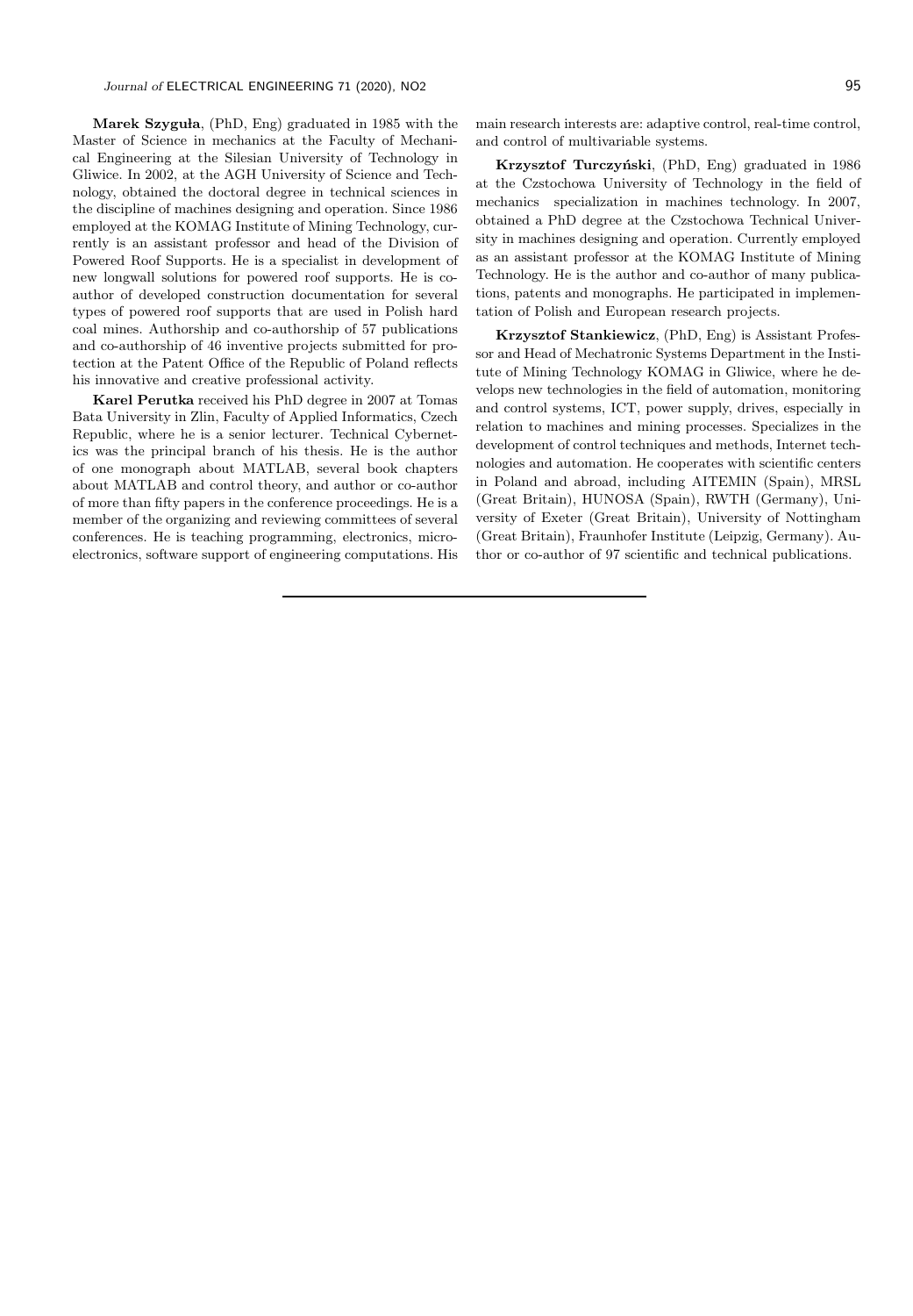**Marek Szyguła**, (PhD, Eng) graduated in 1985 with the Master of Science in mechanics at the Faculty of Mechanical Engineering at the Silesian University of Technology in Gliwice. In 2002, at the AGH University of Science and Technology, obtained the doctoral degree in technical sciences in the discipline of machines designing and operation. Since 1986 employed at the KOMAG Institute of Mining Technology, currently is an assistant professor and head of the Division of Powered Roof Supports. He is a specialist in development of new longwall solutions for powered roof supports. He is co-author of developed construction documentation for several types of powered roof supports that are used in Polish hard coal mines. Authorship and co-authorship of 57 publications and co-authorship of 46 inventive projects submitted for protection at the Patent Office of the Republic of Poland reflects his innovative and creative professional activity.

**Karel Perutka** received his PhD degree in 2007 at Tomas Bata University in Zlin, Faculty of Applied Informatics, Czech Republic, where he is a senior lecturer. Technical Cybernetics was the principal branch of his thesis. He is the author of one monograph about MATLAB, several book chapters about MATLAB and control theory, and author or co-author of more than fifty papers in the conference proceedings. He is a member of the organizing and reviewing committees of several conferences. He is teaching programming, electronics, microelectronics, software support of engineering computations. His main research interests are: adaptive control, real-time control, and control of multivariable systems.

**Krzysztof Turczyński**, (PhD, Eng) graduated in 1986 at the Czstochowa University of Technology in the field of mechanics specialization in machines technology. In 2007, obtained a PhD degree at the Czstochowa Technical University in machines designing and operation. Currently employed as an assistant professor at the KOMAG Institute of Mining Technology. He is the author and co-author of many publications, patents and monographs. He participated in implementation of Polish and European research projects.

**Krzysztof Stankiewicz**, (PhD, Eng) is Assistant Professor and Head of Mechatronic Systems Department in the Institute of Mining Technology KOMAG in Gliwice, where he develops new technologies in the field of automation, monitoring and control systems, ICT, power supply, drives, especially in relation to machines and mining processes. Specializes in the development of control techniques and methods, Internet technologies and automation. He cooperates with scientific centers in Poland and abroad, including AITEMIN (Spain), MRSL (Great Britain), HUNOSA (Spain), RWTH (Germany), University of Exeter (Great Britain), University of Nottingham (Great Britain), Fraunhofer Institute (Leipzig, Germany). Author or co-author of 97 scientific and technical publications.